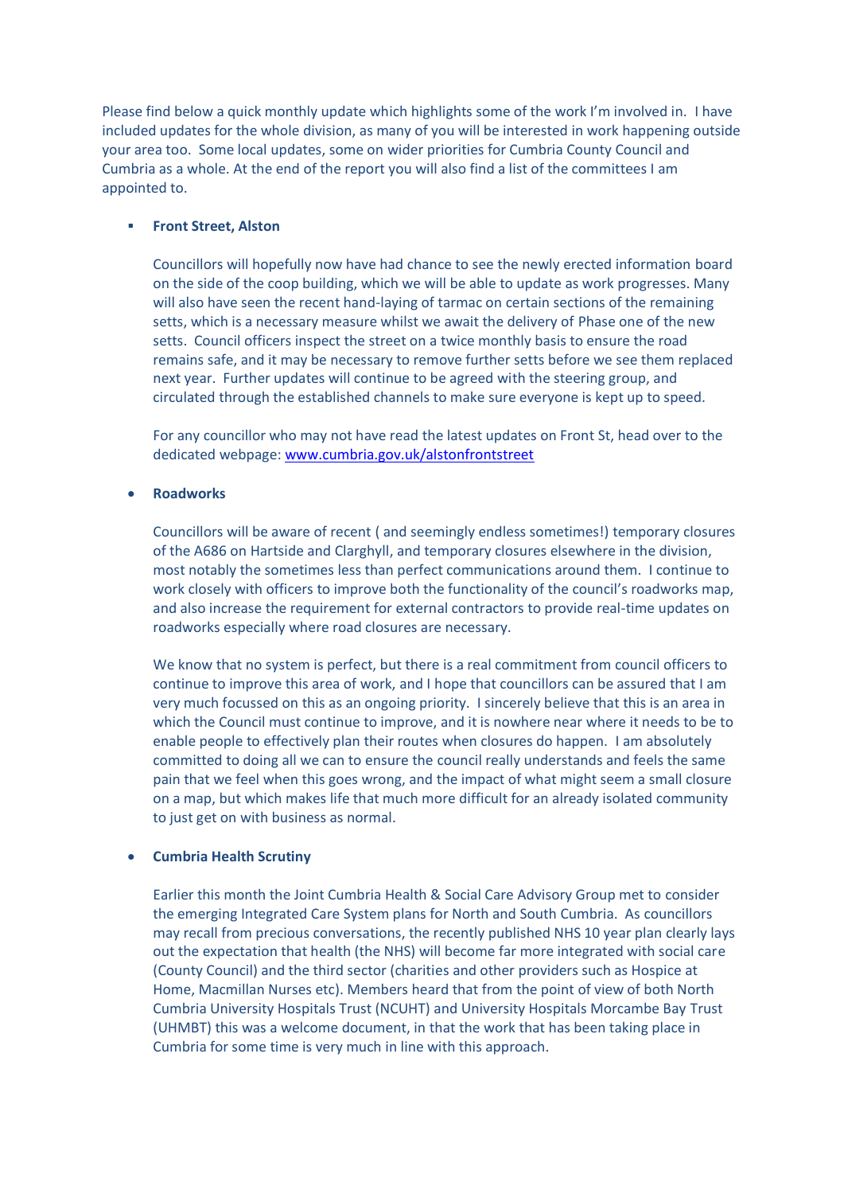Please find below a quick monthly update which highlights some of the work I'm involved in. I have included updates for the whole division, as many of you will be interested in work happening outside your area too. Some local updates, some on wider priorities for Cumbria County Council and Cumbria as a whole. At the end of the report you will also find a list of the committees I am appointed to.

- **Front Street, Alston**

  Councillors will hopefully now have had chance to see the newly erected information board on the side of the coop building, which we will be able to update as work progresses. Many will also have seen the recent hand-laying of tarmac on certain sections of the remaining setts, which is a necessary measure whilst we await the delivery of Phase one of the new setts. Council officers inspect the street on a twice monthly basis to ensure the road remains safe, and it may be necessary to remove further setts before we see them replaced next year. Further updates will continue to be agreed with the steering group, and circulated through the established channels to make sure everyone is kept up to speed.

  For any councillor who may not have read the latest updates on Front St, head over to the dedicated webpage: [www.cumbria.gov.uk/alstonfrontstreet](http://www.cumbria.gov.uk/alstonfrontstreet)

- **Roadworks**

  Councillors will be aware of recent ( and seemingly endless sometimes!) temporary closures of the A686 on Hartside and Clarghyll, and temporary closures elsewhere in the division, most notably the sometimes less than perfect communications around them. I continue to work closely with officers to improve both the functionality of the council's roadworks map, and also increase the requirement for external contractors to provide real-time updates on roadworks especially where road closures are necessary.

  We know that no system is perfect, but there is a real commitment from council officers to continue to improve this area of work, and I hope that councillors can be assured that I am very much focussed on this as an ongoing priority. I sincerely believe that this is an area in which the Council must continue to improve, and it is nowhere near where it needs to be to enable people to effectively plan their routes when closures do happen. I am absolutely committed to doing all we can to ensure the council really understands and feels the same pain that we feel when this goes wrong, and the impact of what might seem a small closure on a map, but which makes life that much more difficult for an already isolated community to just get on with business as normal.

- **Cumbria Health Scrutiny**

  Earlier this month the Joint Cumbria Health & Social Care Advisory Group met to consider the emerging Integrated Care System plans for North and South Cumbria. As councillors may recall from precious conversations, the recently published NHS 10 year plan clearly lays out the expectation that health (the NHS) will become far more integrated with social care (County Council) and the third sector (charities and other providers such as Hospice at Home, Macmillan Nurses etc). Members heard that from the point of view of both North Cumbria University Hospitals Trust (NCUHT) and University Hospitals Morcambe Bay Trust (UHMBT) this was a welcome document, in that the work that has been taking place in Cumbria for some time is very much in line with this approach.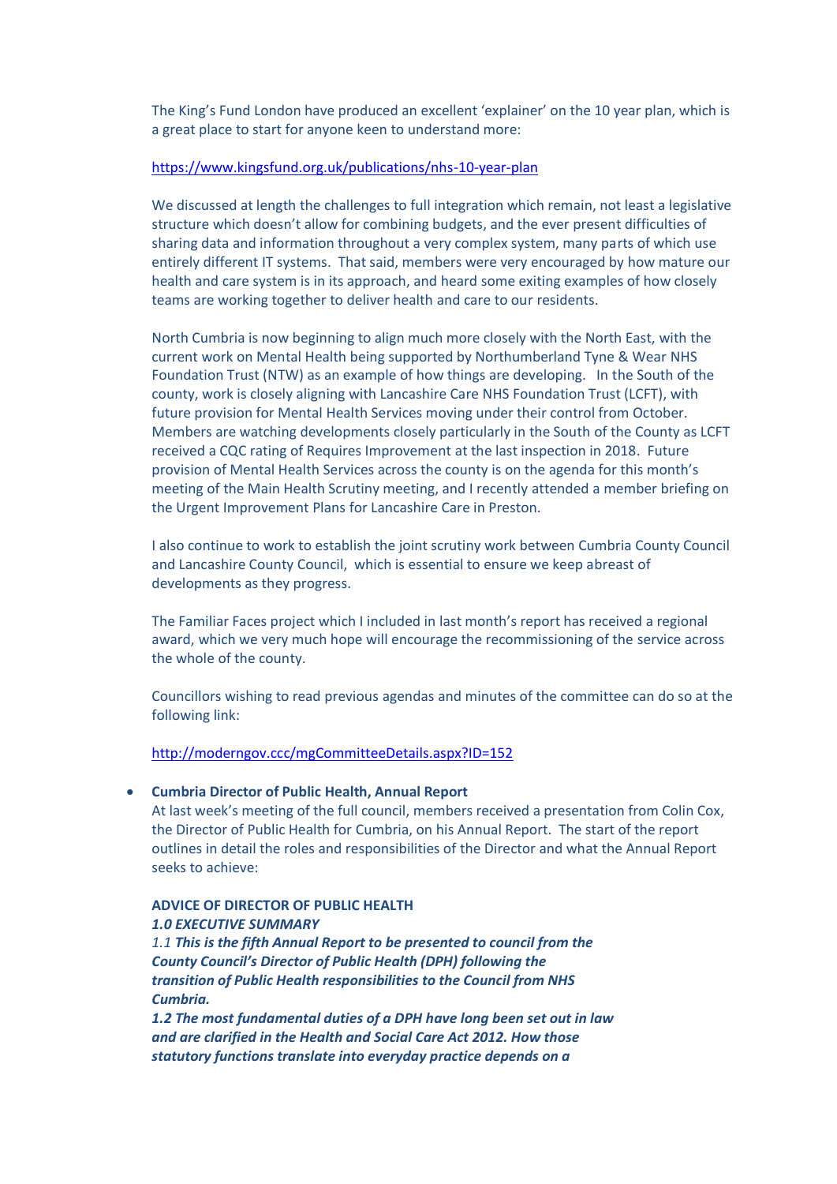The King's Fund London have produced an excellent 'explainer' on the 10 year plan, which is a great place to start for anyone keen to understand more:

https://www.kingsfund.org.uk/publications/nhs-10-year-plan

We discussed at length the challenges to full integration which remain, not least a legislative structure which doesn't allow for combining budgets, and the ever present difficulties of sharing data and information throughout a very complex system, many parts of which use entirely different IT systems. That said, members were very encouraged by how mature our health and care system is in its approach, and heard some exiting examples of how closely teams are working together to deliver health and care to our residents.

North Cumbria is now beginning to align much more closely with the North East, with the current work on Mental Health being supported by Northumberland Tyne & Wear NHS Foundation Trust (NTW) as an example of how things are developing. In the South of the county, work is closely aligning with Lancashire Care NHS Foundation Trust (LCFT), with future provision for Mental Health Services moving under their control from October. Members are watching developments closely particularly in the South of the County as LCFT received a CQC rating of Requires Improvement at the last inspection in 2018. Future provision of Mental Health Services across the county is on the agenda for this month's meeting of the Main Health Scrutiny meeting, and I recently attended a member briefing on the Urgent Improvement Plans for Lancashire Care in Preston.

I also continue to work to establish the joint scrutiny work between Cumbria County Council and Lancashire County Council, which is essential to ensure we keep abreast of developments as they progress.

The Familiar Faces project which I included in last month's report has received a regional award, which we very much hope will encourage the recommissioning of the service across the whole of the county.

Councillors wishing to read previous agendas and minutes of the committee can do so at the following link:

http://moderngov.ccc/mgCommitteeDetails.aspx?ID=152

- **Cumbria Director of Public Health, Annual Report**

  At last week's meeting of the full council, members received a presentation from Colin Cox, the Director of Public Health for Cumbria, on his Annual Report. The start of the report outlines in detail the roles and responsibilities of the Director and what the Annual Report seeks to achieve:

  **ADVICE OF DIRECTOR OF PUBLIC HEALTH**

  ***1.0 EXECUTIVE SUMMARY***

  *1.1* ***This is the fifth Annual Report to be presented to council from the County Council's Director of Public Health (DPH) following the transition of Public Health responsibilities to the Council from NHS Cumbria.***

  ***1.2 The most fundamental duties of a DPH have long been set out in law and are clarified in the Health and Social Care Act 2012. How those statutory functions translate into everyday practice depends on a***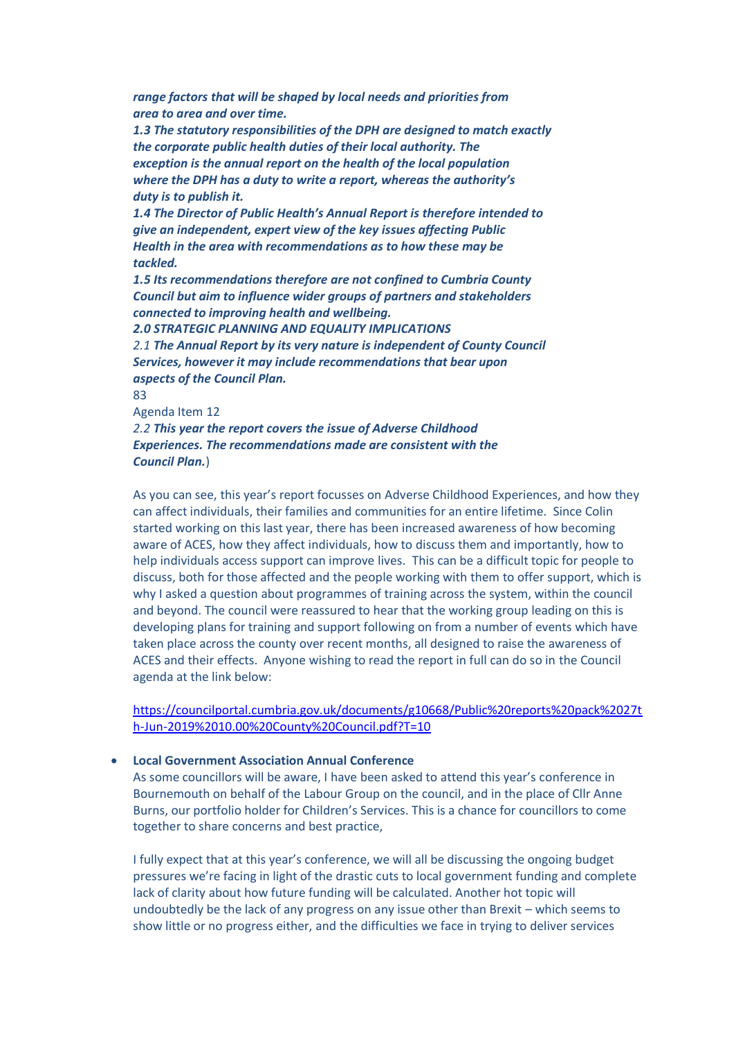***range factors that will be shaped by local needs and priorities from area to area and over time.***

***1.3 The statutory responsibilities of the DPH are designed to match exactly the corporate public health duties of their local authority. The exception is the annual report on the health of the local population where the DPH has a duty to write a report, whereas the authority's duty is to publish it.***

***1.4 The Director of Public Health's Annual Report is therefore intended to give an independent, expert view of the key issues affecting Public Health in the area with recommendations as to how these may be tackled.***

***1.5 Its recommendations therefore are not confined to Cumbria County Council but aim to influence wider groups of partners and stakeholders connected to improving health and wellbeing.***

***2.0 STRATEGIC PLANNING AND EQUALITY IMPLICATIONS***

*2.1* ***The Annual Report by its very nature is independent of County Council Services, however it may include recommendations that bear upon aspects of the Council Plan.***

83

Agenda Item 12

*2.2* ***This year the report covers the issue of Adverse Childhood Experiences. The recommendations made are consistent with the Council Plan.***)

As you can see, this year's report focusses on Adverse Childhood Experiences, and how they can affect individuals, their families and communities for an entire lifetime. Since Colin started working on this last year, there has been increased awareness of how becoming aware of ACES, how they affect individuals, how to discuss them and importantly, how to help individuals access support can improve lives. This can be a difficult topic for people to discuss, both for those affected and the people working with them to offer support, which is why I asked a question about programmes of training across the system, within the council and beyond. The council were reassured to hear that the working group leading on this is developing plans for training and support following on from a number of events which have taken place across the county over recent months, all designed to raise the awareness of ACES and their effects. Anyone wishing to read the report in full can do so in the Council agenda at the link below:

https://councilportal.cumbria.gov.uk/documents/g10668/Public%20reports%20pack%2027th-Jun-2019%2010.00%20County%20Council.pdf?T=10

- **Local Government Association Annual Conference**

  As some councillors will be aware, I have been asked to attend this year's conference in Bournemouth on behalf of the Labour Group on the council, and in the place of Cllr Anne Burns, our portfolio holder for Children's Services. This is a chance for councillors to come together to share concerns and best practice,

  I fully expect that at this year's conference, we will all be discussing the ongoing budget pressures we're facing in light of the drastic cuts to local government funding and complete lack of clarity about how future funding will be calculated. Another hot topic will undoubtedly be the lack of any progress on any issue other than Brexit – which seems to show little or no progress either, and the difficulties we face in trying to deliver services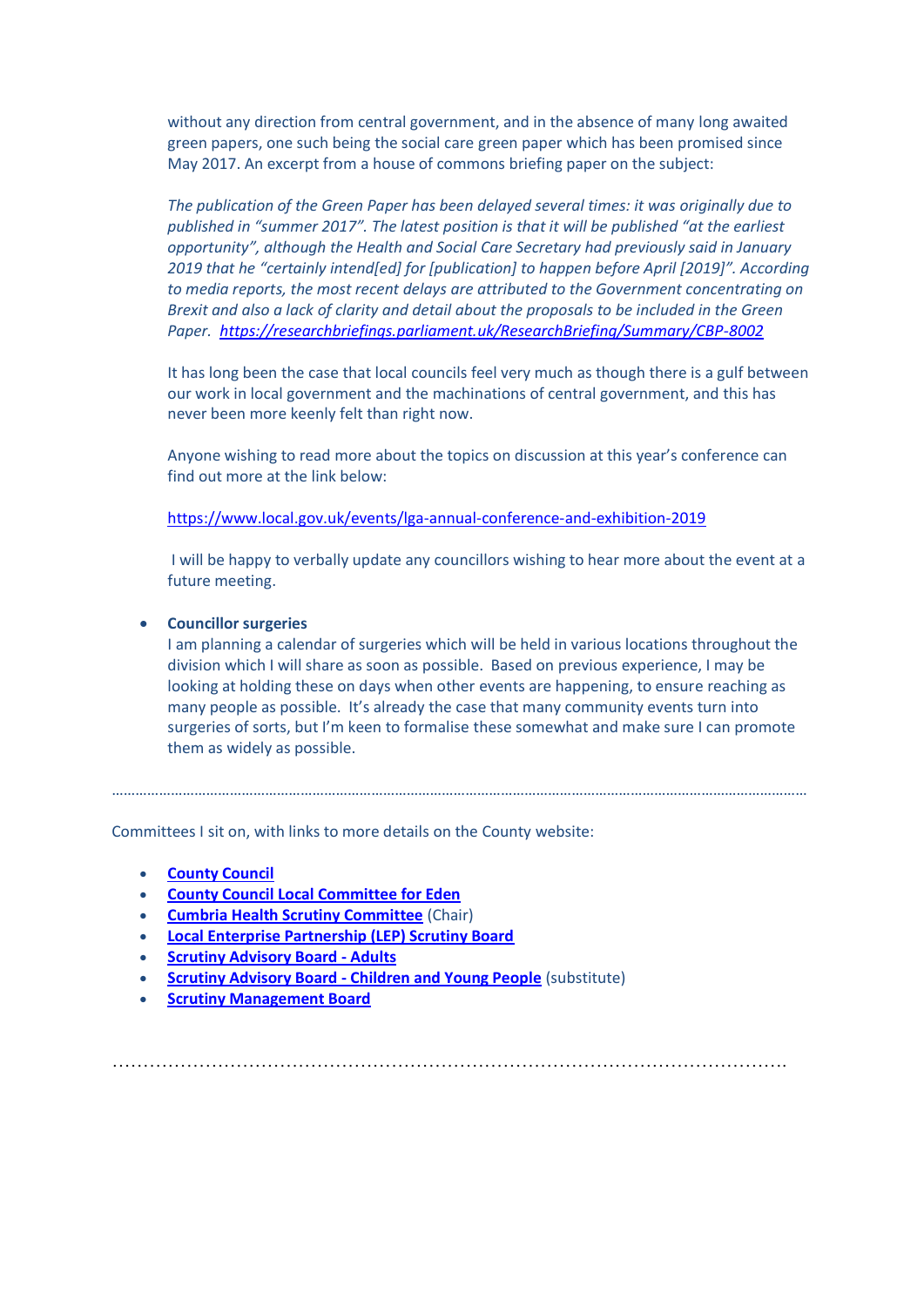without any direction from central government, and in the absence of many long awaited green papers, one such being the social care green paper which has been promised since May 2017. An excerpt from a house of commons briefing paper on the subject:

*The publication of the Green Paper has been delayed several times: it was originally due to published in "summer 2017". The latest position is that it will be published "at the earliest opportunity", although the Health and Social Care Secretary had previously said in January 2019 that he "certainly intend[ed] for [publication] to happen before April [2019]". According to media reports, the most recent delays are attributed to the Government concentrating on Brexit and also a lack of clarity and detail about the proposals to be included in the Green Paper.* [https://researchbriefings.parliament.uk/ResearchBriefing/Summary/CBP-8002](https://researchbriefings.parliament.uk/ResearchBriefing/Summary/CBP-8002)

It has long been the case that local councils feel very much as though there is a gulf between our work in local government and the machinations of central government, and this has never been more keenly felt than right now.

Anyone wishing to read more about the topics on discussion at this year's conference can find out more at the link below:

[https://www.local.gov.uk/events/lga-annual-conference-and-exhibition-2019](https://www.local.gov.uk/events/lga-annual-conference-and-exhibition-2019)

I will be happy to verbally update any councillors wishing to hear more about the event at a future meeting.

- **Councillor surgeries**
  I am planning a calendar of surgeries which will be held in various locations throughout the division which I will share as soon as possible. Based on previous experience, I may be looking at holding these on days when other events are happening, to ensure reaching as many people as possible. It's already the case that many community events turn into surgeries of sorts, but I'm keen to formalise these somewhat and make sure I can promote them as widely as possible.

---

Committees I sit on, with links to more details on the County website:

- **County Council**
- **County Council Local Committee for Eden**
- **Cumbria Health Scrutiny Committee** (Chair)
- **Local Enterprise Partnership (LEP) Scrutiny Board**
- **Scrutiny Advisory Board - Adults**
- **Scrutiny Advisory Board - Children and Young People** (substitute)
- **Scrutiny Management Board**

---